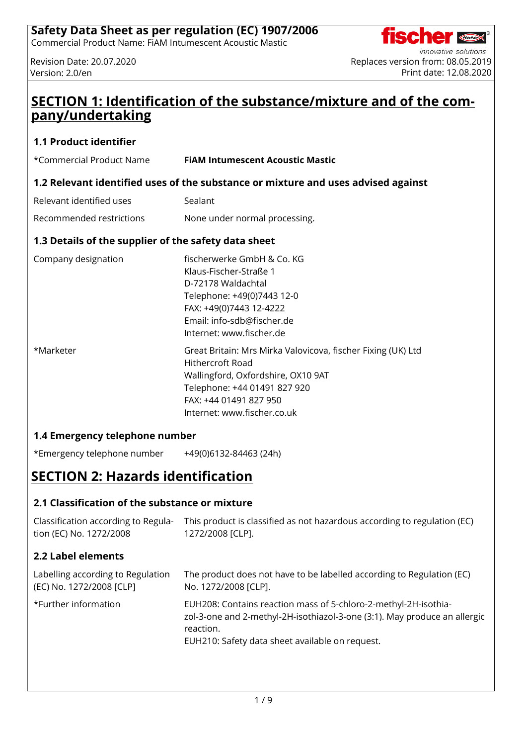# Safety Data Sheet as per regulation (EC) 1907/2006

Commercial Product Name: FiAM Intumescent Acoustic Mastic

Revision Date: 20.07.2020
Version: 2.0/en

Replaces version from: 08.05.2019
Print date: 12.08.2020

## SECTION 1: Identification of the substance/mixture and of the company/undertaking

### 1.1 Product identifier

| | |
|---|---|
| *Commercial Product Name | **FiAM Intumescent Acoustic Mastic** |

### 1.2 Relevant identified uses of the substance or mixture and uses advised against

| | |
|---|---|
| Relevant identified uses | Sealant |
| Recommended restrictions | None under normal processing. |

### 1.3 Details of the supplier of the safety data sheet

| | |
|---|---|
| Company designation | fischerwerke GmbH & Co. KG<br>Klaus-Fischer-Straße 1<br>D-72178 Waldachtal<br>Telephone: +49(0)7443 12-0<br>FAX: +49(0)7443 12-4222<br>Email: info-sdb@fischer.de<br>Internet: www.fischer.de |
| *Marketer | Great Britain: Mrs Mirka Valovicova, fischer Fixing (UK) Ltd<br>Hithercroft Road<br>Wallingford, Oxfordshire, OX10 9AT<br>Telephone: +44 01491 827 920<br>FAX: +44 01491 827 950<br>Internet: www.fischer.co.uk |

### 1.4 Emergency telephone number

| | |
|---|---|
| *Emergency telephone number | +49(0)6132-84463 (24h) |

## SECTION 2: Hazards identification

### 2.1 Classification of the substance or mixture

| | |
|---|---|
| Classification according to Regulation (EC) No. 1272/2008 | This product is classified as not hazardous according to regulation (EC) 1272/2008 [CLP]. |

### 2.2 Label elements

| | |
|---|---|
| Labelling according to Regulation (EC) No. 1272/2008 [CLP] | The product does not have to be labelled according to Regulation (EC) No. 1272/2008 [CLP]. |
| *Further information | EUH208: Contains reaction mass of 5-chloro-2-methyl-2H-isothiazol-3-one and 2-methyl-2H-isothiazol-3-one (3:1). May produce an allergic reaction.<br>EUH210: Safety data sheet available on request. |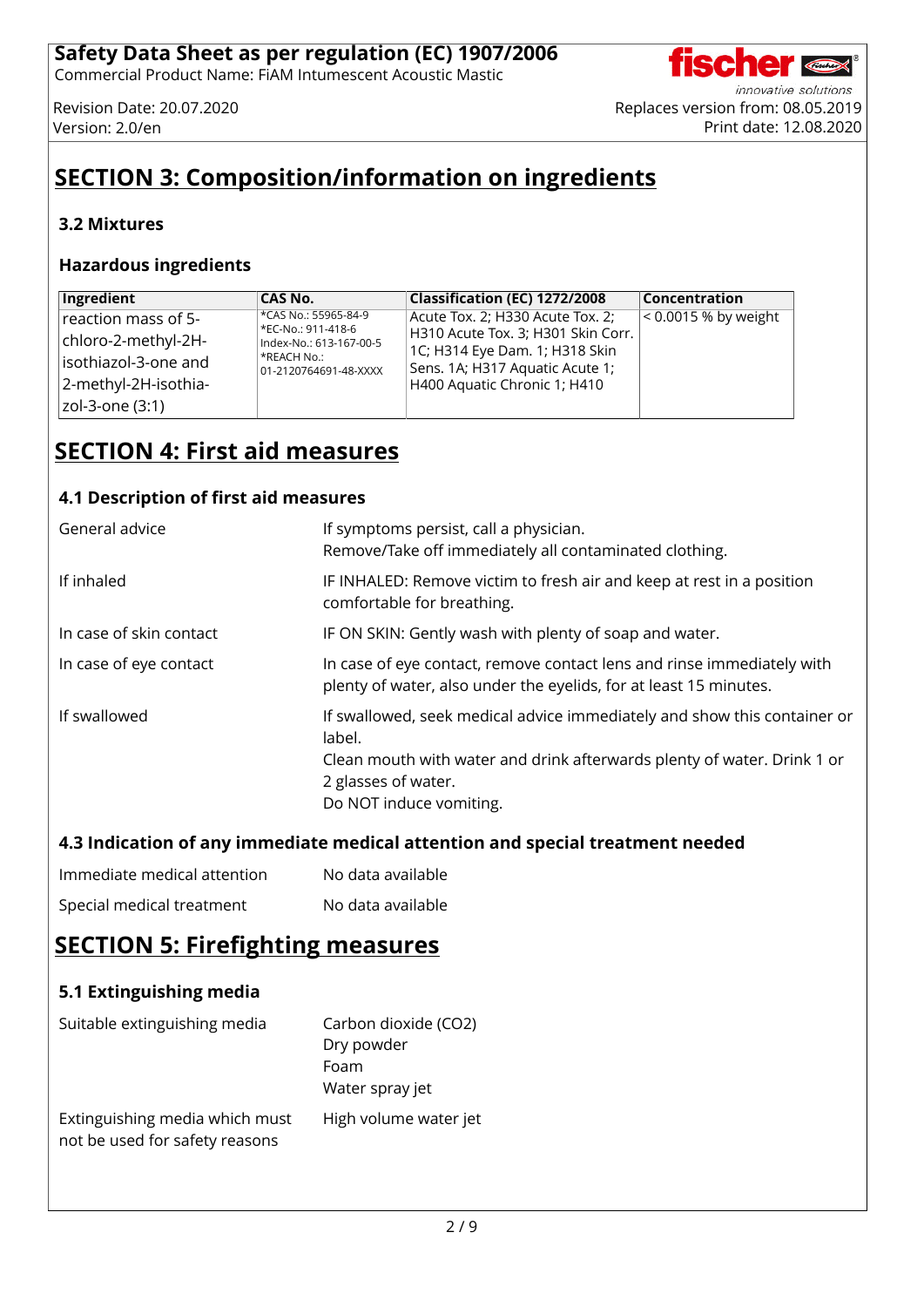# SECTION 3: Composition/information on ingredients

### 3.2 Mixtures

### Hazardous ingredients

| Ingredient | CAS No. | Classification (EC) 1272/2008 | Concentration |
|---|---|---|---|
| reaction mass of 5-chloro-2-methyl-2H-isothiazol-3-one and 2-methyl-2H-isothia-zol-3-one (3:1) | *CAS No.: 55965-84-9 *EC-No.: 911-418-6 Index-No.: 613-167-00-5 *REACH No.: 01-2120764691-48-XXXX | Acute Tox. 2; H330 Acute Tox. 2; H310 Acute Tox. 3; H301 Skin Corr. 1C; H314 Eye Dam. 1; H318 Skin Sens. 1A; H317 Aquatic Acute 1; H400 Aquatic Chronic 1; H410 | < 0.0015 % by weight |

# SECTION 4: First aid measures

### 4.1 Description of first aid measures

| | |
|---|---|
| General advice | If symptoms persist, call a physician.<br>Remove/Take off immediately all contaminated clothing. |
| If inhaled | IF INHALED: Remove victim to fresh air and keep at rest in a position comfortable for breathing. |
| In case of skin contact | IF ON SKIN: Gently wash with plenty of soap and water. |
| In case of eye contact | In case of eye contact, remove contact lens and rinse immediately with plenty of water, also under the eyelids, for at least 15 minutes. |
| If swallowed | If swallowed, seek medical advice immediately and show this container or label.<br>Clean mouth with water and drink afterwards plenty of water. Drink 1 or 2 glasses of water.<br>Do NOT induce vomiting. |

### 4.3 Indication of any immediate medical attention and special treatment needed

| | |
|---|---|
| Immediate medical attention | No data available |
| Special medical treatment | No data available |

# SECTION 5: Firefighting measures

### 5.1 Extinguishing media

| | |
|---|---|
| Suitable extinguishing media | Carbon dioxide ($CO_2$)<br>Dry powder<br>Foam<br>Water spray jet |
| Extinguishing media which must not be used for safety reasons | High volume water jet |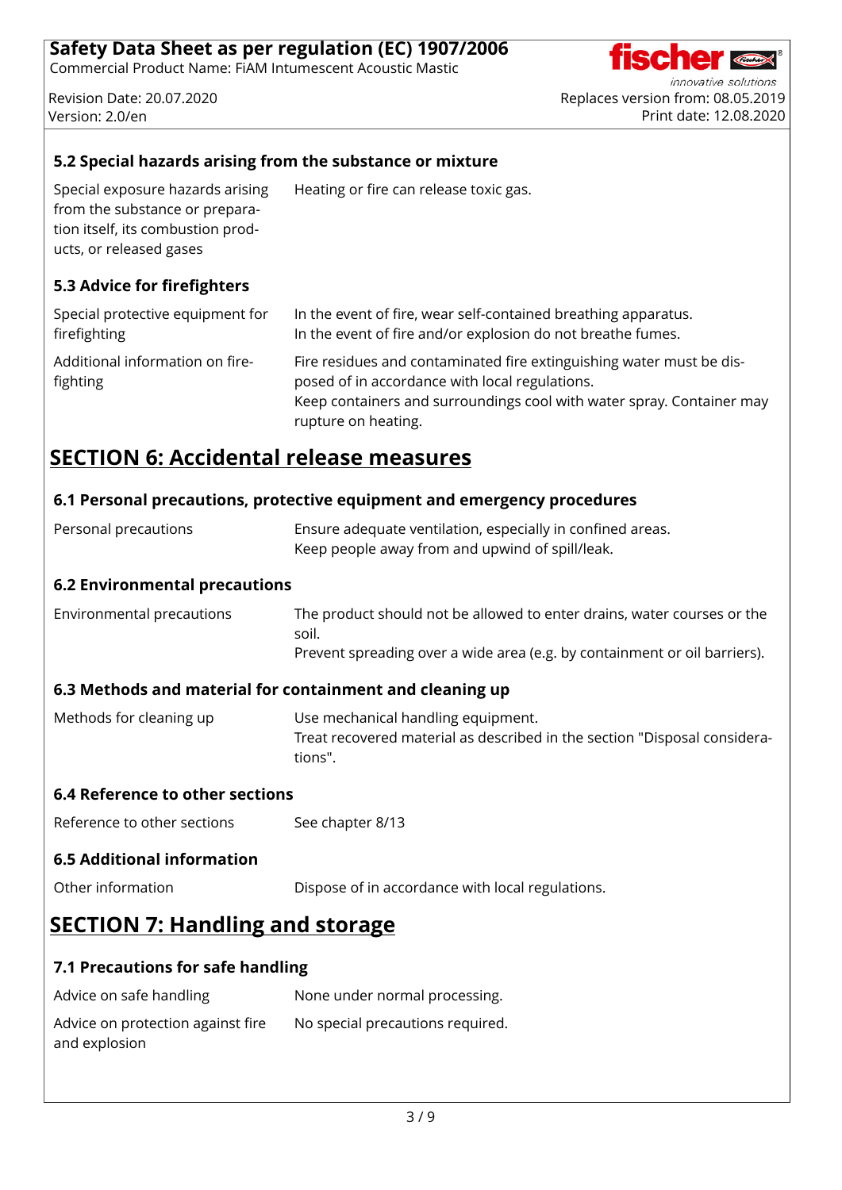### 5.2 Special hazards arising from the substance or mixture

| | |
|---|---|
| Special exposure hazards arising from the substance or preparation itself, its combustion products, or released gases | Heating or fire can release toxic gas. |

### 5.3 Advice for firefighters

| | |
|---|---|
| Special protective equipment for firefighting | In the event of fire, wear self-contained breathing apparatus.<br>In the event of fire and/or explosion do not breathe fumes. |
| Additional information on firefighting | Fire residues and contaminated fire extinguishing water must be disposed of in accordance with local regulations.<br>Keep containers and surroundings cool with water spray. Container may rupture on heating. |

## SECTION 6: Accidental release measures

### 6.1 Personal precautions, protective equipment and emergency procedures

| | |
|---|---|
| Personal precautions | Ensure adequate ventilation, especially in confined areas.<br>Keep people away from and upwind of spill/leak. |

### 6.2 Environmental precautions

| | |
|---|---|
| Environmental precautions | The product should not be allowed to enter drains, water courses or the soil.<br>Prevent spreading over a wide area (e.g. by containment or oil barriers). |

### 6.3 Methods and material for containment and cleaning up

| | |
|---|---|
| Methods for cleaning up | Use mechanical handling equipment.<br>Treat recovered material as described in the section "Disposal considerations". |

### 6.4 Reference to other sections

| | |
|---|---|
| Reference to other sections | See chapter 8/13 |

### 6.5 Additional information

| | |
|---|---|
| Other information | Dispose of in accordance with local regulations. |

## SECTION 7: Handling and storage

### 7.1 Precautions for safe handling

| | |
|---|---|
| Advice on safe handling | None under normal processing. |
| Advice on protection against fire and explosion | No special precautions required. |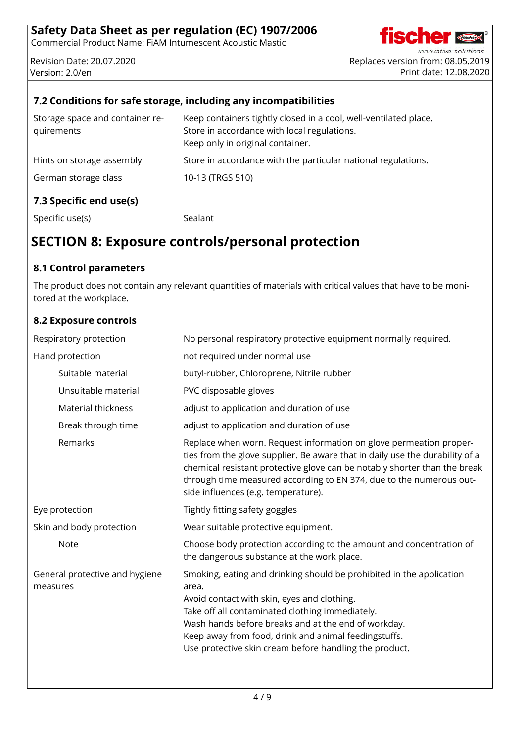### 7.2 Conditions for safe storage, including any incompatibilities

| | |
|---|---|
| Storage space and container requirements | Keep containers tightly closed in a cool, well-ventilated place.<br>Store in accordance with local regulations.<br>Keep only in original container. |
| Hints on storage assembly | Store in accordance with the particular national regulations. |
| German storage class | 10-13 (TRGS 510) |

### 7.3 Specific end use(s)

| | |
|---|---|
| Specific use(s) | Sealant |

## SECTION 8: Exposure controls/personal protection

### 8.1 Control parameters

The product does not contain any relevant quantities of materials with critical values that have to be monitored at the workplace.

### 8.2 Exposure controls

| | |
|---|---|
| Respiratory protection | No personal respiratory protective equipment normally required. |
| Hand protection | not required under normal use |
| Suitable material | butyl-rubber, Chloroprene, Nitrile rubber |
| Unsuitable material | PVC disposable gloves |
| Material thickness | adjust to application and duration of use |
| Break through time | adjust to application and duration of use |
| Remarks | Replace when worn. Request information on glove permeation properties from the glove supplier. Be aware that in daily use the durability of a chemical resistant protective glove can be notably shorter than the break through time measured according to EN 374, due to the numerous outside influences (e.g. temperature). |
| Eye protection | Tightly fitting safety goggles |
| Skin and body protection | Wear suitable protective equipment. |
| Note | Choose body protection according to the amount and concentration of the dangerous substance at the work place. |
| General protective and hygiene measures | Smoking, eating and drinking should be prohibited in the application area.<br>Avoid contact with skin, eyes and clothing.<br>Take off all contaminated clothing immediately.<br>Wash hands before breaks and at the end of workday.<br>Keep away from food, drink and animal feedingstuffs.<br>Use protective skin cream before handling the product. |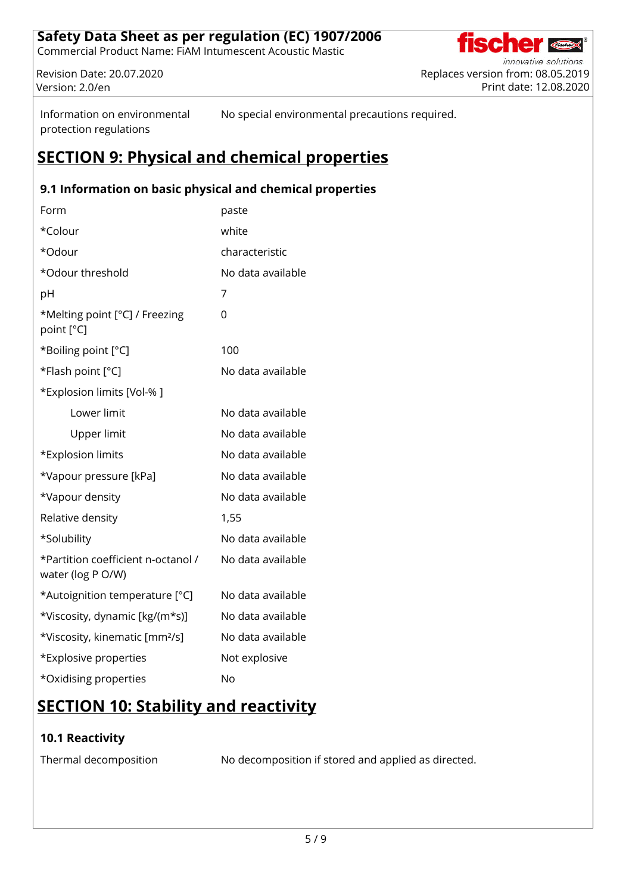| | |
|---|---|
| Information on environmental protection regulations | No special environmental precautions required. |

## SECTION 9: Physical and chemical properties

### 9.1 Information on basic physical and chemical properties

| | |
|---|---|
| Form | paste |
| *Colour | white |
| *Odour | characteristic |
| *Odour threshold | No data available |
| pH | 7 |
| *Melting point [°C] / Freezing point [°C] | 0 |
| *Boiling point [°C] | 100 |
| *Flash point [°C] | No data available |
| *Explosion limits [Vol-% ] | |
| Lower limit | No data available |
| Upper limit | No data available |
| *Explosion limits | No data available |
| *Vapour pressure [kPa] | No data available |
| *Vapour density | No data available |
| Relative density | 1,55 |
| *Solubility | No data available |
| *Partition coefficient n-octanol / water (log P O/W) | No data available |
| *Autoignition temperature [°C] | No data available |
| *Viscosity, dynamic [kg/(m*s)] | No data available |
| *Viscosity, kinematic [mm²/s] | No data available |
| *Explosive properties | Not explosive |
| *Oxidising properties | No |

## SECTION 10: Stability and reactivity

### 10.1 Reactivity

| | |
|---|---|
| Thermal decomposition | No decomposition if stored and applied as directed. |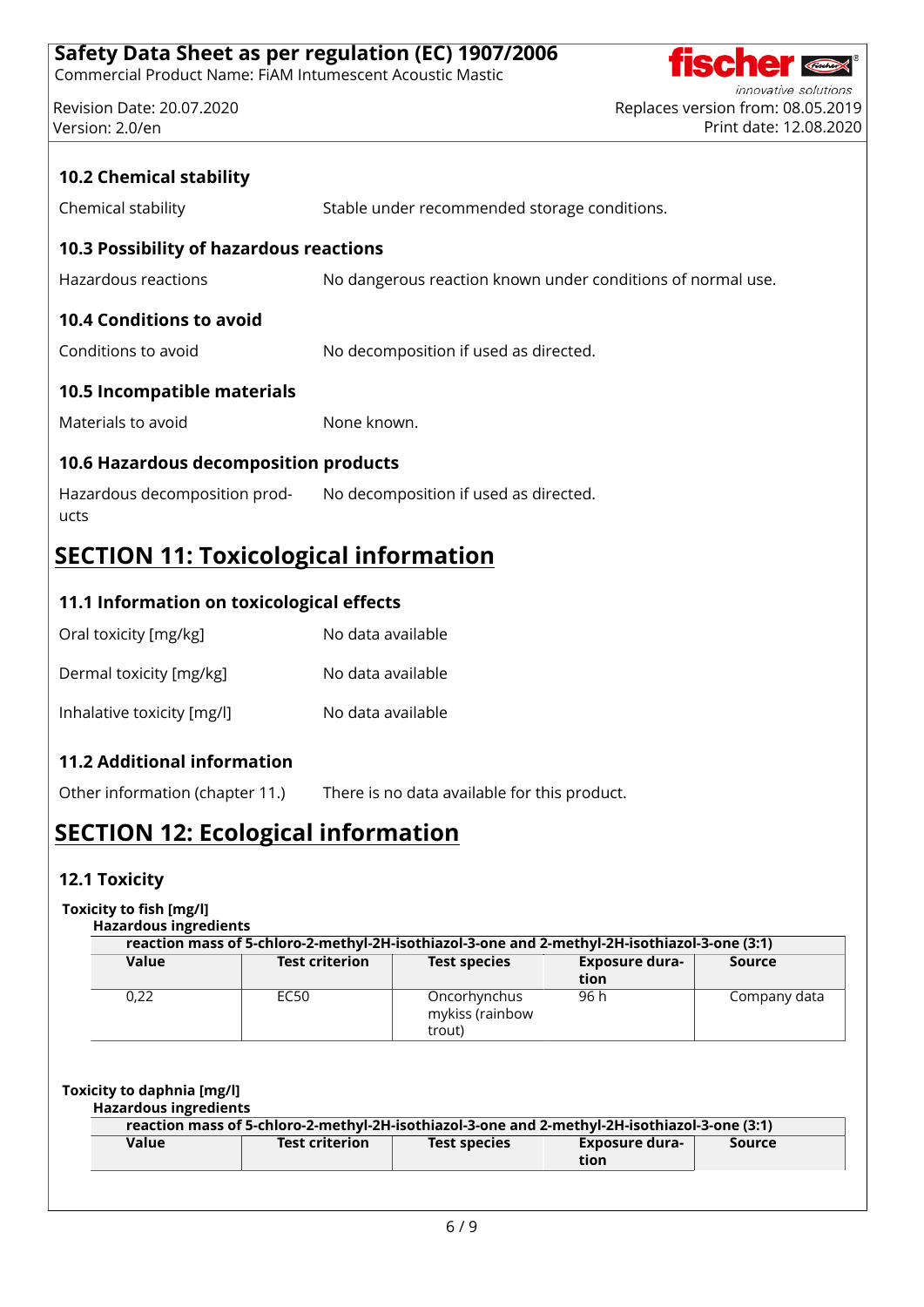### 10.2 Chemical stability

Chemical stability — Stable under recommended storage conditions.

### 10.3 Possibility of hazardous reactions

Hazardous reactions — No dangerous reaction known under conditions of normal use.

### 10.4 Conditions to avoid

Conditions to avoid — No decomposition if used as directed.

### 10.5 Incompatible materials

Materials to avoid — None known.

### 10.6 Hazardous decomposition products

Hazardous decomposition products — No decomposition if used as directed.

## SECTION 11: Toxicological information

### 11.1 Information on toxicological effects

| | |
|---|---|
| Oral toxicity [mg/kg] | No data available |
| Dermal toxicity [mg/kg] | No data available |
| Inhalative toxicity [mg/l] | No data available |

### 11.2 Additional information

Other information (chapter 11.) — There is no data available for this product.

## SECTION 12: Ecological information

### 12.1 Toxicity

**Toxicity to fish [mg/l]**

**Hazardous ingredients**

| reaction mass of 5-chloro-2-methyl-2H-isothiazol-3-one and 2-methyl-2H-isothiazol-3-one (3:1) | | | | |
|---|---|---|---|---|
| **Value** | **Test criterion** | **Test species** | **Exposure duration** | **Source** |
| 0,22 | EC50 | Oncorhynchus mykiss (rainbow trout) | 96 h | Company data |

**Toxicity to daphnia [mg/l]**

**Hazardous ingredients**

| reaction mass of 5-chloro-2-methyl-2H-isothiazol-3-one and 2-methyl-2H-isothiazol-3-one (3:1) | | | | |
|---|---|---|---|---|
| **Value** | **Test criterion** | **Test species** | **Exposure duration** | **Source** |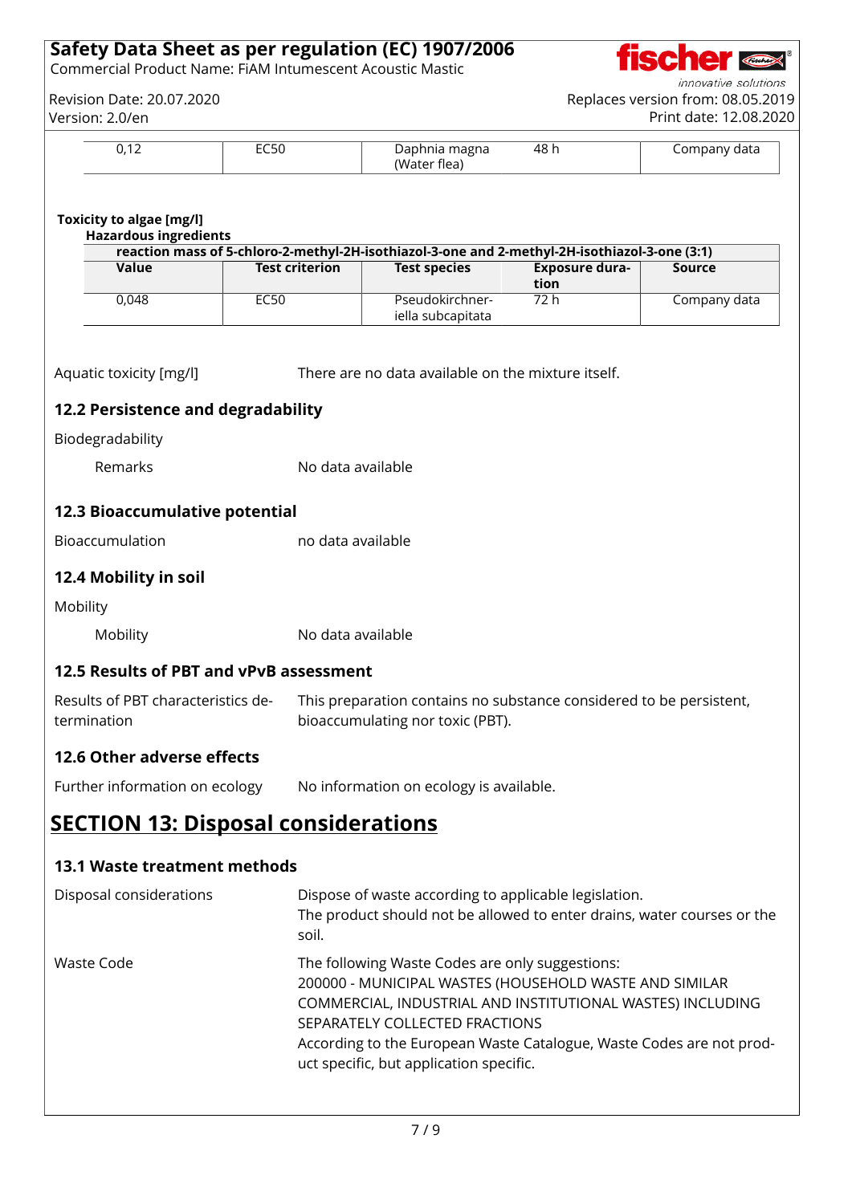| 0,12 | EC50 | Daphnia magna (Water flea) | 48 h | Company data |
|---|---|---|---|---|

**Toxicity to algae [mg/l]**

**Hazardous ingredients**

| **reaction mass of 5-chloro-2-methyl-2H-isothiazol-3-one and 2-methyl-2H-isothiazol-3-one (3:1)** | | | | |
|---|---|---|---|---|
| **Value** | **Test criterion** | **Test species** | **Exposure duration** | **Source** |
| 0,048 | EC50 | Pseudokirchneriella subcapitata | 72 h | Company data |

Aquatic toxicity [mg/l] There are no data available on the mixture itself.

### 12.2 Persistence and degradability

Biodegradability

Remarks No data available

### 12.3 Bioaccumulative potential

Bioaccumulation no data available

### 12.4 Mobility in soil

Mobility

Mobility No data available

### 12.5 Results of PBT and vPvB assessment

Results of PBT characteristics determination This preparation contains no substance considered to be persistent, bioaccumulating nor toxic (PBT).

### 12.6 Other adverse effects

Further information on ecology No information on ecology is available.

## SECTION 13: Disposal considerations

### 13.1 Waste treatment methods

Disposal considerations Dispose of waste according to applicable legislation.
The product should not be allowed to enter drains, water courses or the soil.

Waste Code The following Waste Codes are only suggestions:
200000 - MUNICIPAL WASTES (HOUSEHOLD WASTE AND SIMILAR COMMERCIAL, INDUSTRIAL AND INSTITUTIONAL WASTES) INCLUDING SEPARATELY COLLECTED FRACTIONS
According to the European Waste Catalogue, Waste Codes are not product specific, but application specific.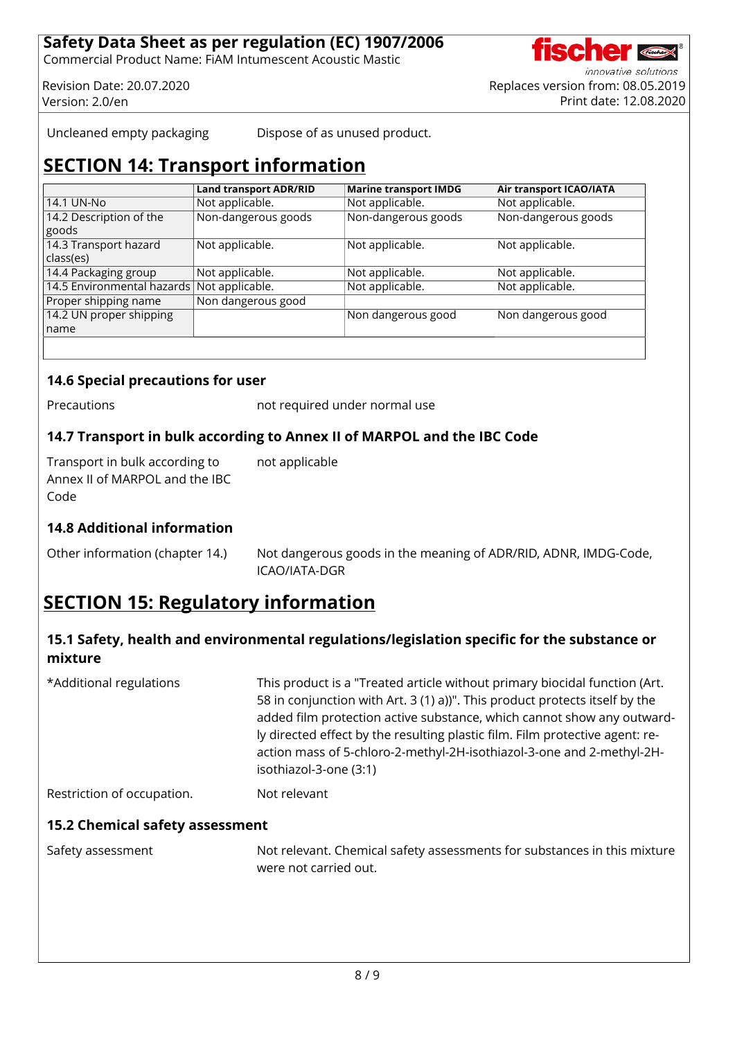| Uncleaned empty packaging | Dispose of as unused product. |
|---|---|

# SECTION 14: Transport information

| | Land transport ADR/RID | Marine transport IMDG | Air transport ICAO/IATA |
|---|---|---|---|
| 14.1 UN-No | Not applicable. | Not applicable. | Not applicable. |
| 14.2 Description of the goods | Non-dangerous goods | Non-dangerous goods | Non-dangerous goods |
| 14.3 Transport hazard class(es) | Not applicable. | Not applicable. | Not applicable. |
| 14.4 Packaging group | Not applicable. | Not applicable. | Not applicable. |
| 14.5 Environmental hazards | Not applicable. | Not applicable. | Not applicable. |
| Proper shipping name | Non dangerous good | | |
| 14.2 UN proper shipping name | | Non dangerous good | Non dangerous good |

### 14.6 Special precautions for user

| Precautions | not required under normal use |
|---|---|

### 14.7 Transport in bulk according to Annex II of MARPOL and the IBC Code

| Transport in bulk according to Annex II of MARPOL and the IBC Code | not applicable |
|---|---|

### 14.8 Additional information

| Other information (chapter 14.) | Not dangerous goods in the meaning of ADR/RID, ADNR, IMDG-Code, ICAO/IATA-DGR |
|---|---|

# SECTION 15: Regulatory information

### 15.1 Safety, health and environmental regulations/legislation specific for the substance or mixture

| *Additional regulations | This product is a "Treated article without primary biocidal function (Art. 58 in conjunction with Art. 3 (1) a))". This product protects itself by the added film protection active substance, which cannot show any outwardly directed effect by the resulting plastic film. Film protective agent: reaction mass of 5-chloro-2-methyl-2H-isothiazol-3-one and 2-methyl-2H-isothiazol-3-one (3:1) |
|---|---|
| Restriction of occupation. | Not relevant |

### 15.2 Chemical safety assessment

| Safety assessment | Not relevant. Chemical safety assessments for substances in this mixture were not carried out. |
|---|---|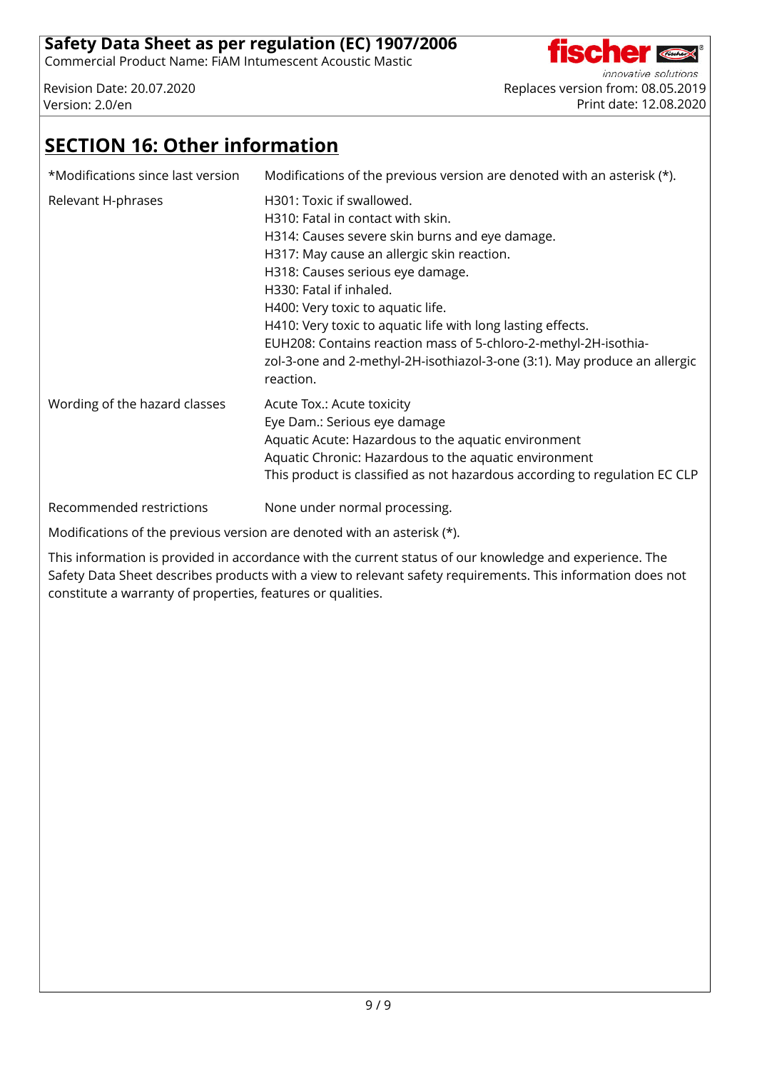## SECTION 16: Other information

| | |
|---|---|
| *Modifications since last version | Modifications of the previous version are denoted with an asterisk (*). |
| Relevant H-phrases | H301: Toxic if swallowed.<br>H310: Fatal in contact with skin.<br>H314: Causes severe skin burns and eye damage.<br>H317: May cause an allergic skin reaction.<br>H318: Causes serious eye damage.<br>H330: Fatal if inhaled.<br>H400: Very toxic to aquatic life.<br>H410: Very toxic to aquatic life with long lasting effects.<br>EUH208: Contains reaction mass of 5-chloro-2-methyl-2H-isothiazol-3-one and 2-methyl-2H-isothiazol-3-one (3:1). May produce an allergic reaction. |
| Wording of the hazard classes | Acute Tox.: Acute toxicity<br>Eye Dam.: Serious eye damage<br>Aquatic Acute: Hazardous to the aquatic environment<br>Aquatic Chronic: Hazardous to the aquatic environment<br>This product is classified as not hazardous according to regulation EC CLP |
| Recommended restrictions | None under normal processing. |

Modifications of the previous version are denoted with an asterisk (*).

This information is provided in accordance with the current status of our knowledge and experience. The Safety Data Sheet describes products with a view to relevant safety requirements. This information does not constitute a warranty of properties, features or qualities.